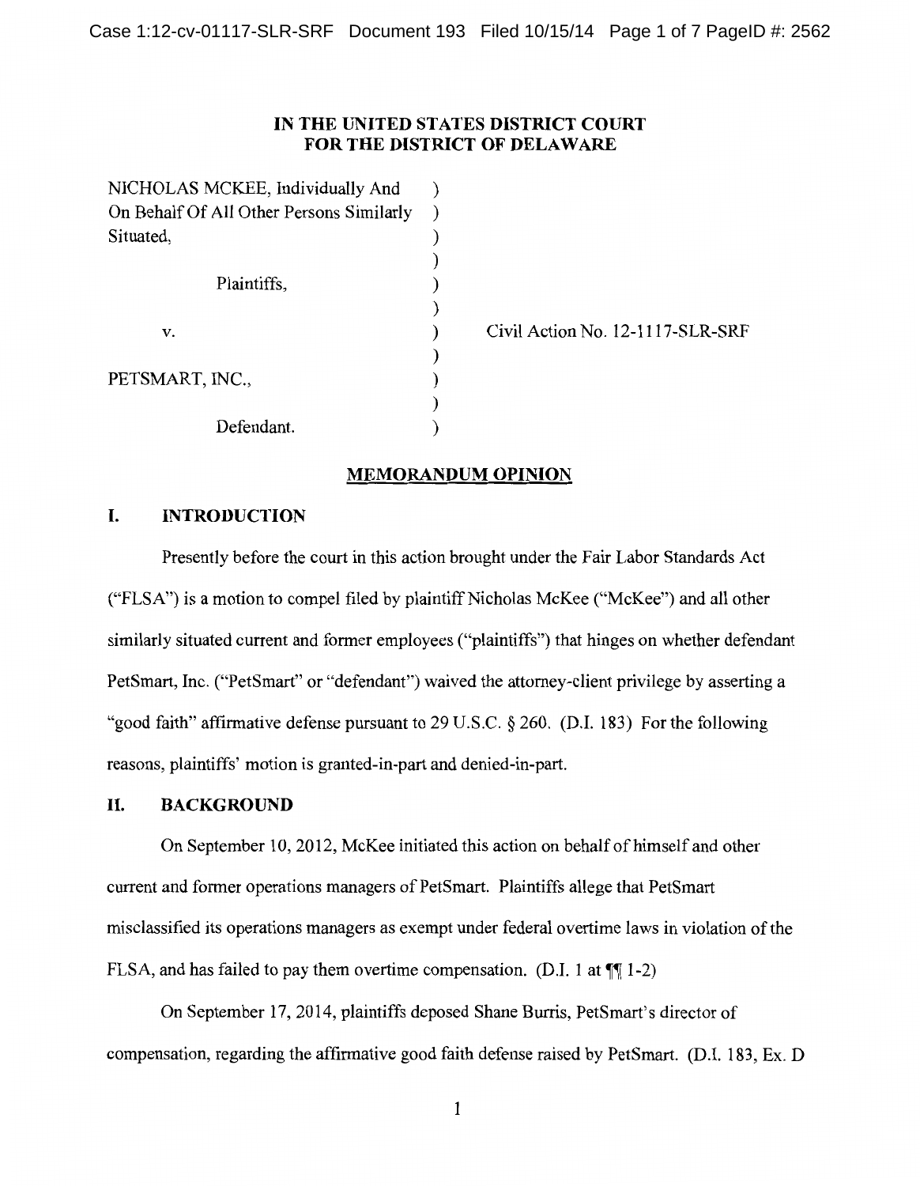**IN THE UNITED STATES DISTRICT COURT**
**FOR THE DISTRICT OF DELAWARE**

| | | |
|---|---|---|
| NICHOLAS MCKEE, Individually And On Behalf Of All Other Persons Similarly Situated, | ) | |
| Plaintiffs, | ) | |
| v. | ) | Civil Action No. 12-1117-SLR-SRF |
| PETSMART, INC., | ) | |
| Defendant. | ) | |

## MEMORANDUM OPINION

### I. INTRODUCTION

Presently before the court in this action brought under the Fair Labor Standards Act ("FLSA") is a motion to compel filed by plaintiff Nicholas McKee ("McKee") and all other similarly situated current and former employees ("plaintiffs") that hinges on whether defendant PetSmart, Inc. ("PetSmart" or "defendant") waived the attorney-client privilege by asserting a "good faith" affirmative defense pursuant to 29 U.S.C. § 260. (D.I. 183) For the following reasons, plaintiffs' motion is granted-in-part and denied-in-part.

### II. BACKGROUND

On September 10, 2012, McKee initiated this action on behalf of himself and other current and former operations managers of PetSmart. Plaintiffs allege that PetSmart misclassified its operations managers as exempt under federal overtime laws in violation of the FLSA, and has failed to pay them overtime compensation. (D.I. 1 at ¶¶ 1-2)

On September 17, 2014, plaintiffs deposed Shane Burris, PetSmart's director of compensation, regarding the affirmative good faith defense raised by PetSmart. (D.I. 183, Ex. D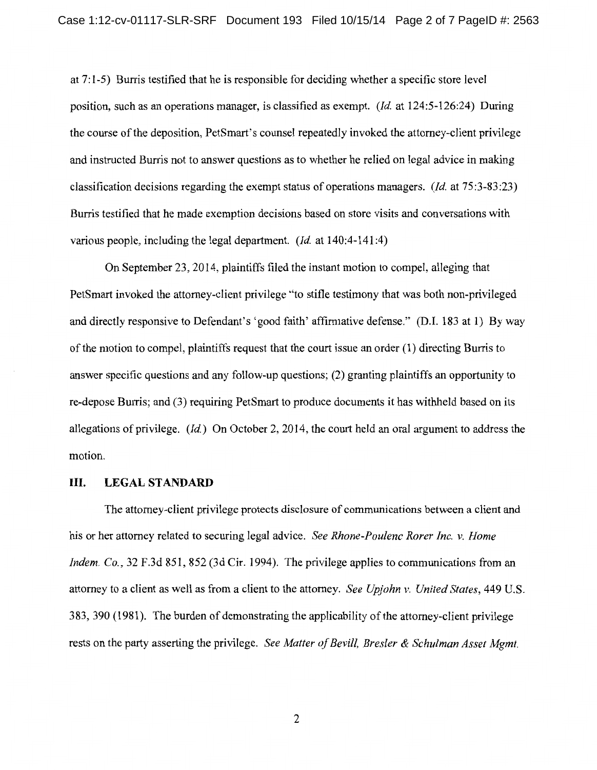at 7:1-5) Burris testified that he is responsible for deciding whether a specific store level position, such as an operations manager, is classified as exempt. (*Id.* at 124:5-126:24) During the course of the deposition, PetSmart's counsel repeatedly invoked the attorney-client privilege and instructed Burris not to answer questions as to whether he relied on legal advice in making classification decisions regarding the exempt status of operations managers. (*Id.* at 75:3-83:23) Burris testified that he made exemption decisions based on store visits and conversations with various people, including the legal department. (*Id.* at 140:4-141:4)

On September 23, 2014, plaintiffs filed the instant motion to compel, alleging that PetSmart invoked the attorney-client privilege "to stifle testimony that was both non-privileged and directly responsive to Defendant's 'good faith' affirmative defense." (D.I. 183 at 1) By way of the motion to compel, plaintiffs request that the court issue an order (1) directing Burris to answer specific questions and any follow-up questions; (2) granting plaintiffs an opportunity to re-depose Burris; and (3) requiring PetSmart to produce documents it has withheld based on its allegations of privilege. (*Id.*) On October 2, 2014, the court held an oral argument to address the motion.

## III. LEGAL STANDARD

The attorney-client privilege protects disclosure of communications between a client and his or her attorney related to securing legal advice. *See Rhone-Poulenc Rorer Inc. v. Home Indem. Co.*, 32 F.3d 851, 852 (3d Cir. 1994). The privilege applies to communications from an attorney to a client as well as from a client to the attorney. *See Upjohn v. United States*, 449 U.S. 383, 390 (1981). The burden of demonstrating the applicability of the attorney-client privilege rests on the party asserting the privilege. *See Matter of Bevill, Bresler & Schulman Asset Mgmt.*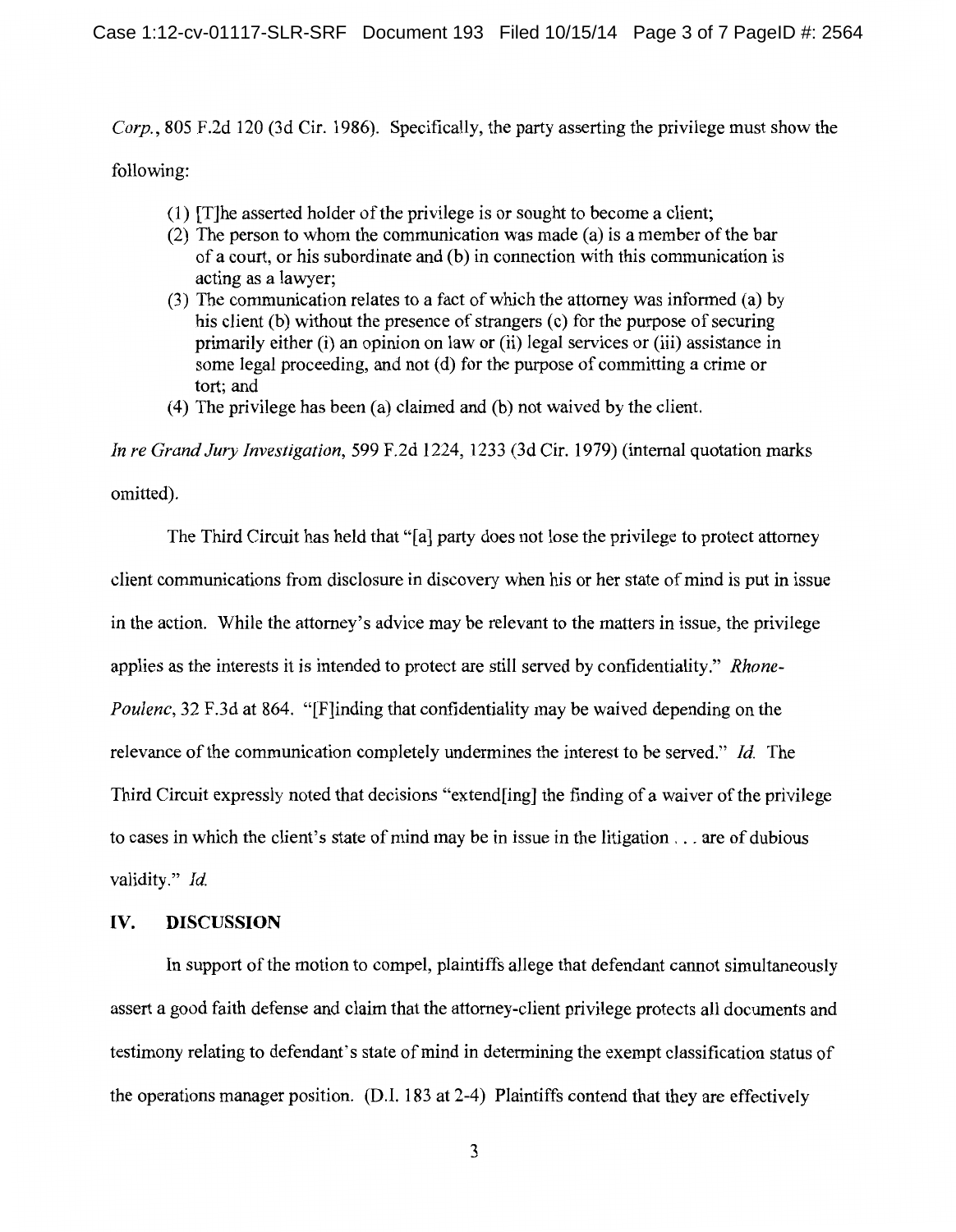*Corp.*, 805 F.2d 120 (3d Cir. 1986). Specifically, the party asserting the privilege must show the following:

> (1) [T]he asserted holder of the privilege is or sought to become a client;
> (2) The person to whom the communication was made (a) is a member of the bar of a court, or his subordinate and (b) in connection with this communication is acting as a lawyer;
> (3) The communication relates to a fact of which the attorney was informed (a) by his client (b) without the presence of strangers (c) for the purpose of securing primarily either (i) an opinion on law or (ii) legal services or (iii) assistance in some legal proceeding, and not (d) for the purpose of committing a crime or tort; and
> (4) The privilege has been (a) claimed and (b) not waived by the client.

*In re Grand Jury Investigation*, 599 F.2d 1224, 1233 (3d Cir. 1979) (internal quotation marks omitted).

The Third Circuit has held that "[a] party does not lose the privilege to protect attorney client communications from disclosure in discovery when his or her state of mind is put in issue in the action. While the attorney's advice may be relevant to the matters in issue, the privilege applies as the interests it is intended to protect are still served by confidentiality." *Rhone-Poulenc*, 32 F.3d at 864. "[F]inding that confidentiality may be waived depending on the relevance of the communication completely undermines the interest to be served." *Id.* The Third Circuit expressly noted that decisions "extend[ing] the finding of a waiver of the privilege to cases in which the client's state of mind may be in issue in the litigation . . . are of dubious validity." *Id.*

## IV. DISCUSSION

In support of the motion to compel, plaintiffs allege that defendant cannot simultaneously assert a good faith defense and claim that the attorney-client privilege protects all documents and testimony relating to defendant's state of mind in determining the exempt classification status of the operations manager position. (D.I. 183 at 2-4) Plaintiffs contend that they are effectively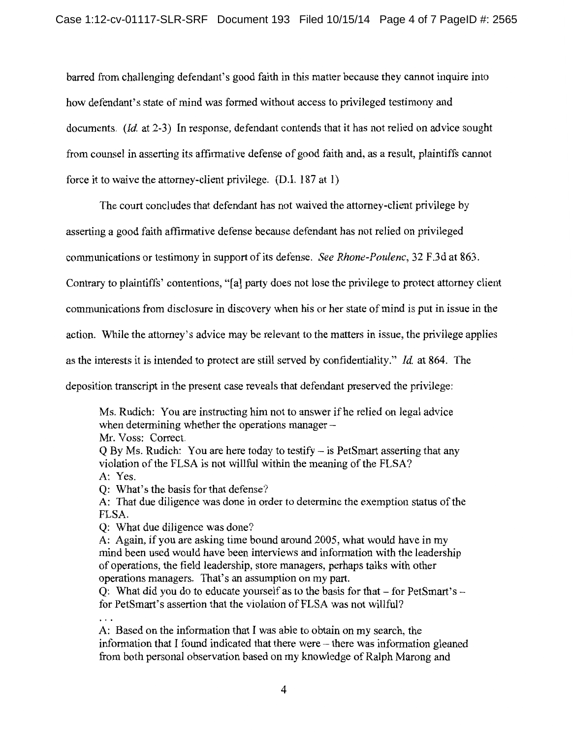barred from challenging defendant's good faith in this matter because they cannot inquire into how defendant's state of mind was formed without access to privileged testimony and documents. (*Id.* at 2-3) In response, defendant contends that it has not relied on advice sought from counsel in asserting its affirmative defense of good faith and, as a result, plaintiffs cannot force it to waive the attorney-client privilege. (D.I. 187 at 1)

The court concludes that defendant has not waived the attorney-client privilege by asserting a good faith affirmative defense because defendant has not relied on privileged communications or testimony in support of its defense. *See Rhone-Poulenc*, 32 F.3d at 863. Contrary to plaintiffs' contentions, "[a] party does not lose the privilege to protect attorney client communications from disclosure in discovery when his or her state of mind is put in issue in the action. While the attorney's advice may be relevant to the matters in issue, the privilege applies as the interests it is intended to protect are still served by confidentiality." *Id.* at 864. The deposition transcript in the present case reveals that defendant preserved the privilege:

> Ms. Rudich: You are instructing him not to answer if he relied on legal advice when determining whether the operations manager –
> Mr. Voss: Correct.
> Q By Ms. Rudich: You are here today to testify – is PetSmart asserting that any violation of the FLSA is not willful within the meaning of the FLSA?
> A: Yes.
> Q: What's the basis for that defense?
> A: That due diligence was done in order to determine the exemption status of the FLSA.
> Q: What due diligence was done?
> A: Again, if you are asking time bound around 2005, what would have in my mind been used would have been interviews and information with the leadership of operations, the field leadership, store managers, perhaps talks with other operations managers. That's an assumption on my part.
> Q: What did you do to educate yourself as to the basis for that – for PetSmart's – for PetSmart's assertion that the violation of FLSA was not willful?
> . . .
> A: Based on the information that I was able to obtain on my search, the information that I found indicated that there were – there was information gleaned from both personal observation based on my knowledge of Ralph Marong and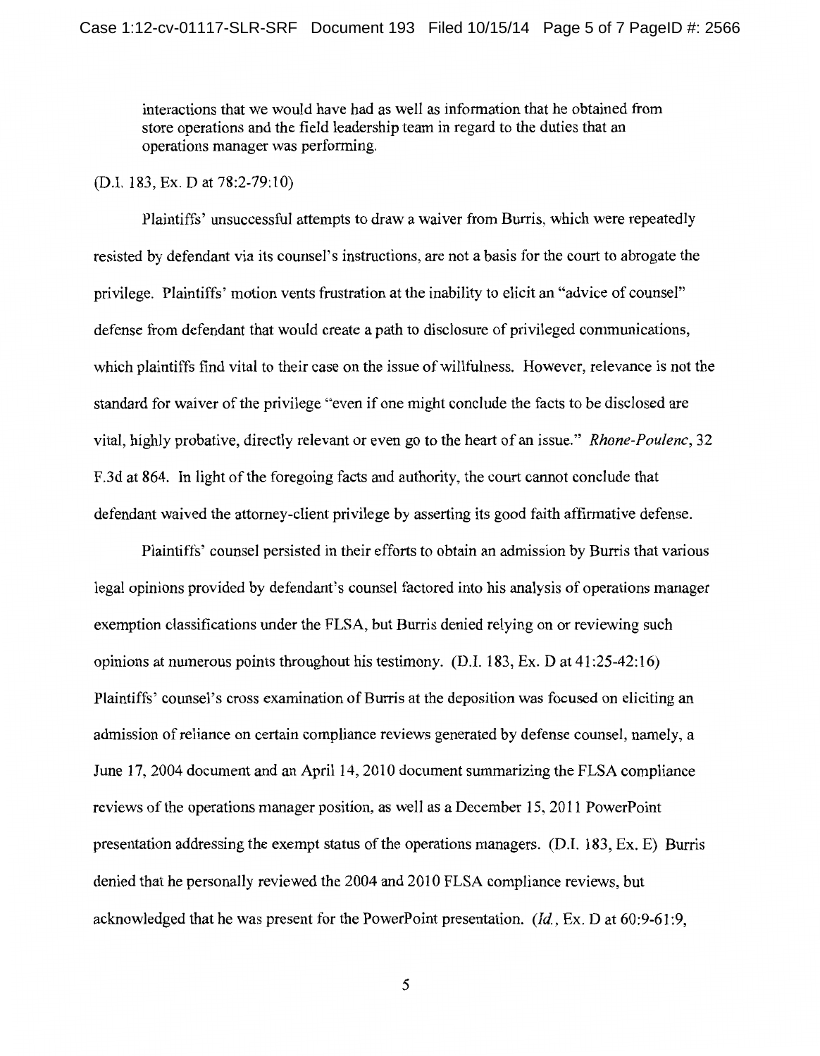> interactions that we would have had as well as information that he obtained from store operations and the field leadership team in regard to the duties that an operations manager was performing.

(D.I. 183, Ex. D at 78:2-79:10)

Plaintiffs' unsuccessful attempts to draw a waiver from Burris, which were repeatedly resisted by defendant via its counsel's instructions, are not a basis for the court to abrogate the privilege. Plaintiffs' motion vents frustration at the inability to elicit an "advice of counsel" defense from defendant that would create a path to disclosure of privileged communications, which plaintiffs find vital to their case on the issue of willfulness. However, relevance is not the standard for waiver of the privilege "even if one might conclude the facts to be disclosed are vital, highly probative, directly relevant or even go to the heart of an issue." *Rhone-Poulenc*, 32 F.3d at 864. In light of the foregoing facts and authority, the court cannot conclude that defendant waived the attorney-client privilege by asserting its good faith affirmative defense.

Plaintiffs' counsel persisted in their efforts to obtain an admission by Burris that various legal opinions provided by defendant's counsel factored into his analysis of operations manager exemption classifications under the FLSA, but Burris denied relying on or reviewing such opinions at numerous points throughout his testimony. (D.I. 183, Ex. D at 41:25-42:16) Plaintiffs' counsel's cross examination of Burris at the deposition was focused on eliciting an admission of reliance on certain compliance reviews generated by defense counsel, namely, a June 17, 2004 document and an April 14, 2010 document summarizing the FLSA compliance reviews of the operations manager position, as well as a December 15, 2011 PowerPoint presentation addressing the exempt status of the operations managers. (D.I. 183, Ex. E) Burris denied that he personally reviewed the 2004 and 2010 FLSA compliance reviews, but acknowledged that he was present for the PowerPoint presentation. (*Id.*, Ex. D at 60:9-61:9,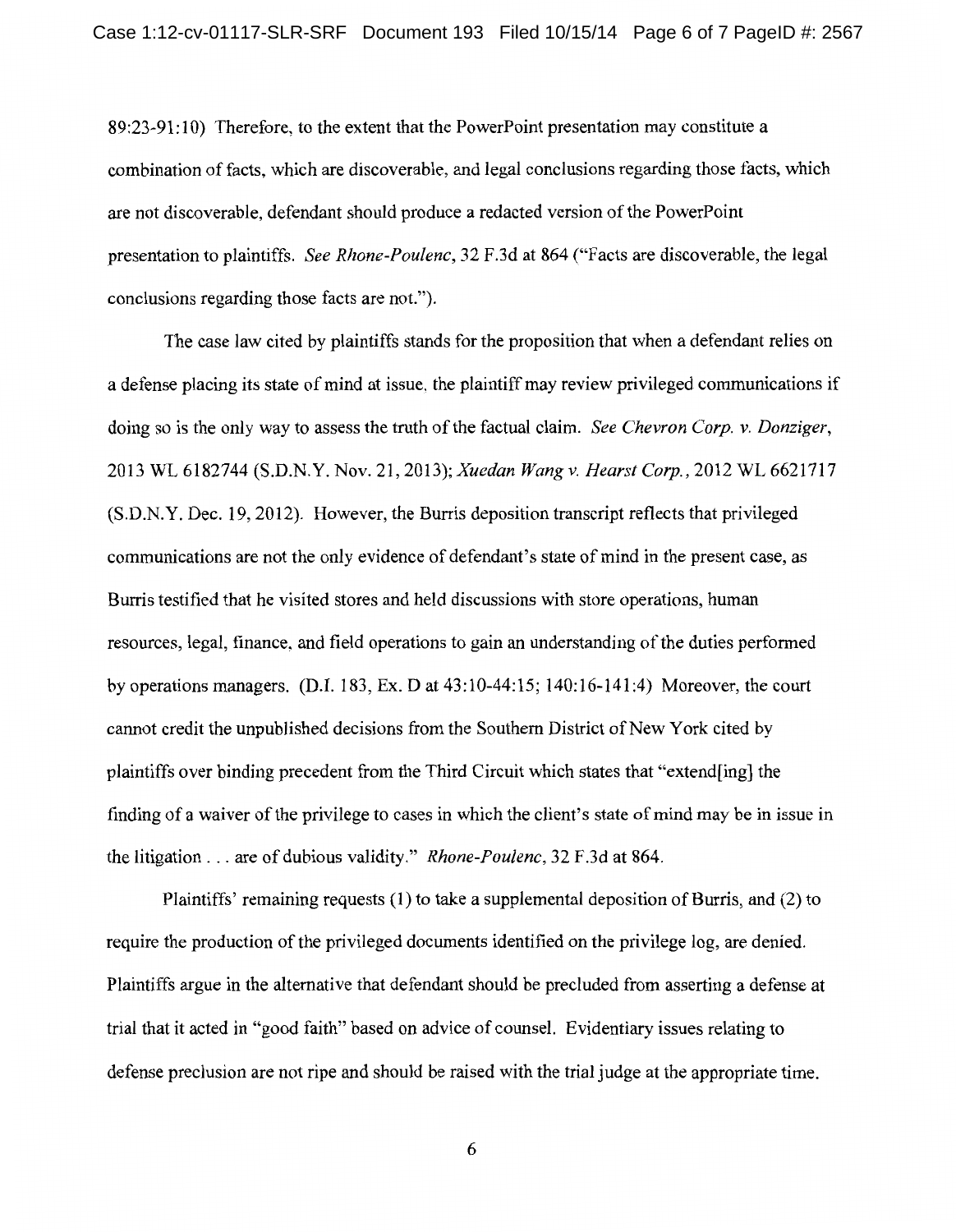89:23-91:10) Therefore, to the extent that the PowerPoint presentation may constitute a combination of facts, which are discoverable, and legal conclusions regarding those facts, which are not discoverable, defendant should produce a redacted version of the PowerPoint presentation to plaintiffs. *See Rhone-Poulenc*, 32 F.3d at 864 ("Facts are discoverable, the legal conclusions regarding those facts are not.").

The case law cited by plaintiffs stands for the proposition that when a defendant relies on a defense placing its state of mind at issue, the plaintiff may review privileged communications if doing so is the only way to assess the truth of the factual claim. *See Chevron Corp. v. Donziger*, 2013 WL 6182744 (S.D.N.Y. Nov. 21, 2013); *Xuedan Wang v. Hearst Corp.*, 2012 WL 6621717 (S.D.N.Y. Dec. 19, 2012). However, the Burris deposition transcript reflects that privileged communications are not the only evidence of defendant's state of mind in the present case, as Burris testified that he visited stores and held discussions with store operations, human resources, legal, finance, and field operations to gain an understanding of the duties performed by operations managers. (D.I. 183, Ex. D at 43:10-44:15; 140:16-141:4) Moreover, the court cannot credit the unpublished decisions from the Southern District of New York cited by plaintiffs over binding precedent from the Third Circuit which states that "extend[ing] the finding of a waiver of the privilege to cases in which the client's state of mind may be in issue in the litigation . . . are of dubious validity." *Rhone-Poulenc*, 32 F.3d at 864.

Plaintiffs' remaining requests (1) to take a supplemental deposition of Burris, and (2) to require the production of the privileged documents identified on the privilege log, are denied. Plaintiffs argue in the alternative that defendant should be precluded from asserting a defense at trial that it acted in "good faith" based on advice of counsel. Evidentiary issues relating to defense preclusion are not ripe and should be raised with the trial judge at the appropriate time.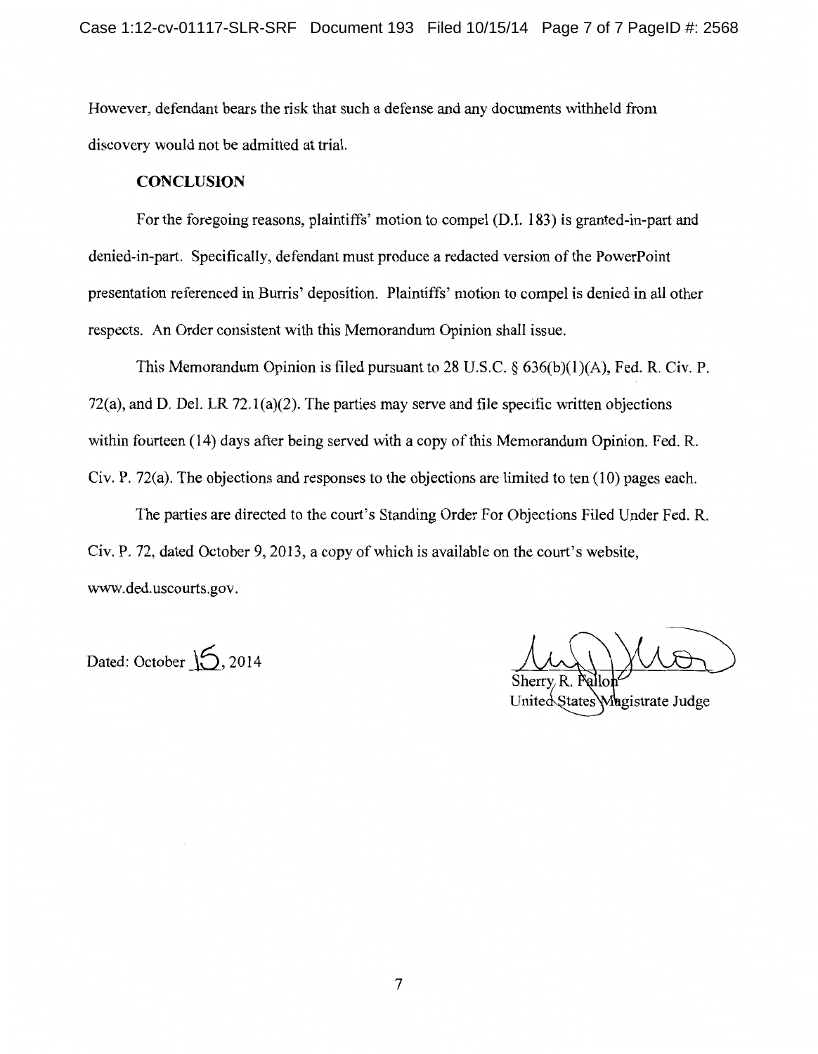However, defendant bears the risk that such a defense and any documents withheld from discovery would not be admitted at trial.

## CONCLUSION

For the foregoing reasons, plaintiffs' motion to compel (D.I. 183) is granted-in-part and denied-in-part. Specifically, defendant must produce a redacted version of the PowerPoint presentation referenced in Burris' deposition. Plaintiffs' motion to compel is denied in all other respects. An Order consistent with this Memorandum Opinion shall issue.

This Memorandum Opinion is filed pursuant to 28 U.S.C. § 636(b)(1)(A), Fed. R. Civ. P. 72(a), and D. Del. LR 72.1(a)(2). The parties may serve and file specific written objections within fourteen (14) days after being served with a copy of this Memorandum Opinion. Fed. R. Civ. P. 72(a). The objections and responses to the objections are limited to ten (10) pages each.

The parties are directed to the court's Standing Order For Objections Filed Under Fed. R. Civ. P. 72, dated October 9, 2013, a copy of which is available on the court's website, www.ded.uscourts.gov.

Dated: October 15, 2014

Sherry R. Fallon
United States Magistrate Judge